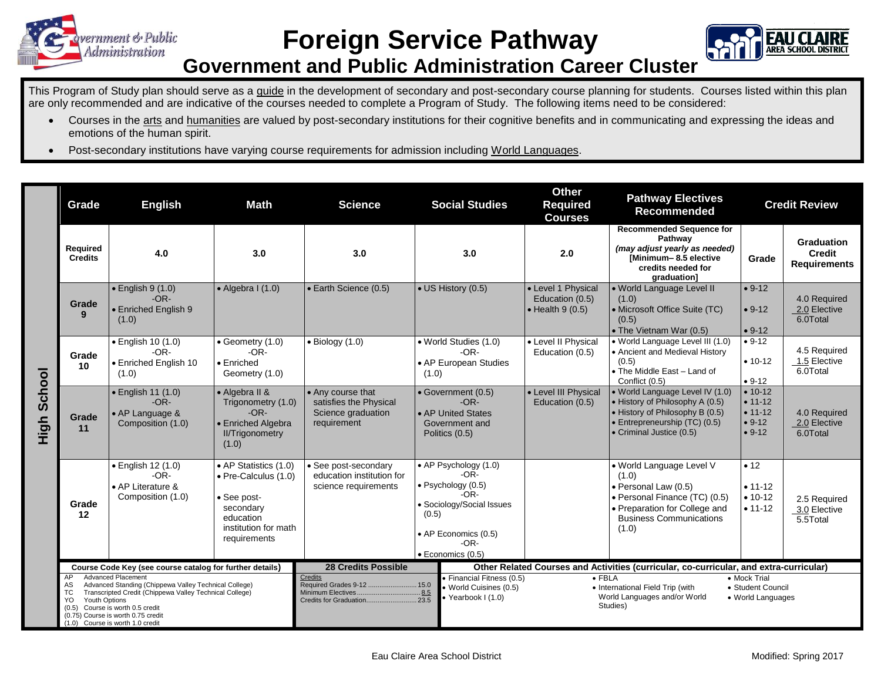# Foreign Service Pathway

## Government and Public Administration Career Cluster

This Program of Study plan should serve as a guide in the development of secondary and post-secondary course planning for students. Courses listed within this plan are only recommended and are indicative of the courses needed to complete a Program of Study. The following items need to be considered:

- Courses in the arts and humanities are valued by post-secondary institutions for their cognitive benefits and in communicating and expressing the ideas and emotions of the human spirit.
- Post-secondary institutions have varying course requirements for admission including World Languages.

**High School**

| Grade | English | Math | Science | Social Studies | Other Required Courses | Pathway Electives Recommended | Credit Review | |
|---|---|---|---|---|---|---|---|---|
| Required Credits | 4.0 | 3.0 | 3.0 | 3.0 | 2.0 | **Recommended Sequence for Pathway** *(may adjust yearly as needed)* **[Minimum– 8.5 elective credits needed for graduation]** | Grade | Graduation Credit Requirements |
| Grade 9 | • English 9 (1.0) -OR- • Enriched English 9 (1.0) | • Algebra I (1.0) | • Earth Science (0.5) | • US History (0.5) | • Level 1 Physical Education (0.5) • Health 9 (0.5) | • World Language Level II (1.0) • Microsoft Office Suite (TC) (0.5) • The Vietnam War (0.5) | • 9-12 • 9-12 • 9-12 | 4.0 Required 2.0 Elective 6.0Total |
| Grade 10 | • English 10 (1.0) -OR- • Enriched English 10 (1.0) | • Geometry (1.0) -OR- • Enriched Geometry (1.0) | • Biology (1.0) | • World Studies (1.0) -OR- • AP European Studies (1.0) | • Level II Physical Education (0.5) | • World Language Level III (1.0) • Ancient and Medieval History (0.5) • The Middle East – Land of Conflict (0.5) | • 9-12 • 10-12 • 9-12 | 4.5 Required 1.5 Elective 6.0Total |
| Grade 11 | • English 11 (1.0) -OR- • AP Language & Composition (1.0) | • Algebra II & Trigonometry (1.0) -OR- • Enriched Algebra II/Trigonometry (1.0) | • Any course that satisfies the Physical Science graduation requirement | • Government (0.5) -OR- • AP United States Government and Politics (0.5) | • Level III Physical Education (0.5) | • World Language Level IV (1.0) • History of Philosophy A (0.5) • History of Philosophy B (0.5) • Entrepreneurship (TC) (0.5) • Criminal Justice (0.5) | • 10-12 • 11-12 • 11-12 • 9-12 • 9-12 | 4.0 Required 2.0 Elective 6.0Total |
| Grade 12 | • English 12 (1.0) -OR- • AP Literature & Composition (1.0) | • AP Statistics (1.0) • Pre-Calculus (1.0) • See post-secondary education institution for math requirements | • See post-secondary education institution for science requirements | • AP Psychology (1.0) -OR- • Psychology (0.5) -OR- • Sociology/Social Issues (0.5) • AP Economics (0.5) -OR- • Economics (0.5) | | • World Language Level V (1.0) • Personal Law (0.5) • Personal Finance (TC) (0.5) • Preparation for College and Business Communications (1.0) | • 12 • 11-12 • 10-12 • 11-12 | 2.5 Required 3.0 Elective 5.5Total |

**Course Code Key (see course catalog for further details)**

- AP Advanced Placement
- AS Advanced Standing (Chippewa Valley Technical College)
- TC Transcripted Credit (Chippewa Valley Technical College)
- YO Youth Options
- (0.5) Course is worth 0.5 credit
- (0.75) Course is worth 0.75 credit
- (1.0) Course is worth 1.0 credit

**28 Credits Possible**

| Credits | |
|---|---|
| Required Grades 9-12 | 15.0 |
| Minimum Electives | 8.5 |
| Credits for Graduation | 23.5 |

**Other Related Courses and Activities (curricular, co-curricular, and extra-curricular)**

- Financial Fitness (0.5)
- World Cuisines (0.5)
- Yearbook I (1.0)
- FBLA
- International Field Trip (with World Languages and/or World Studies)
- Mock Trial
- Student Council
- World Languages

Eau Claire Area School District

Modified: Spring 2017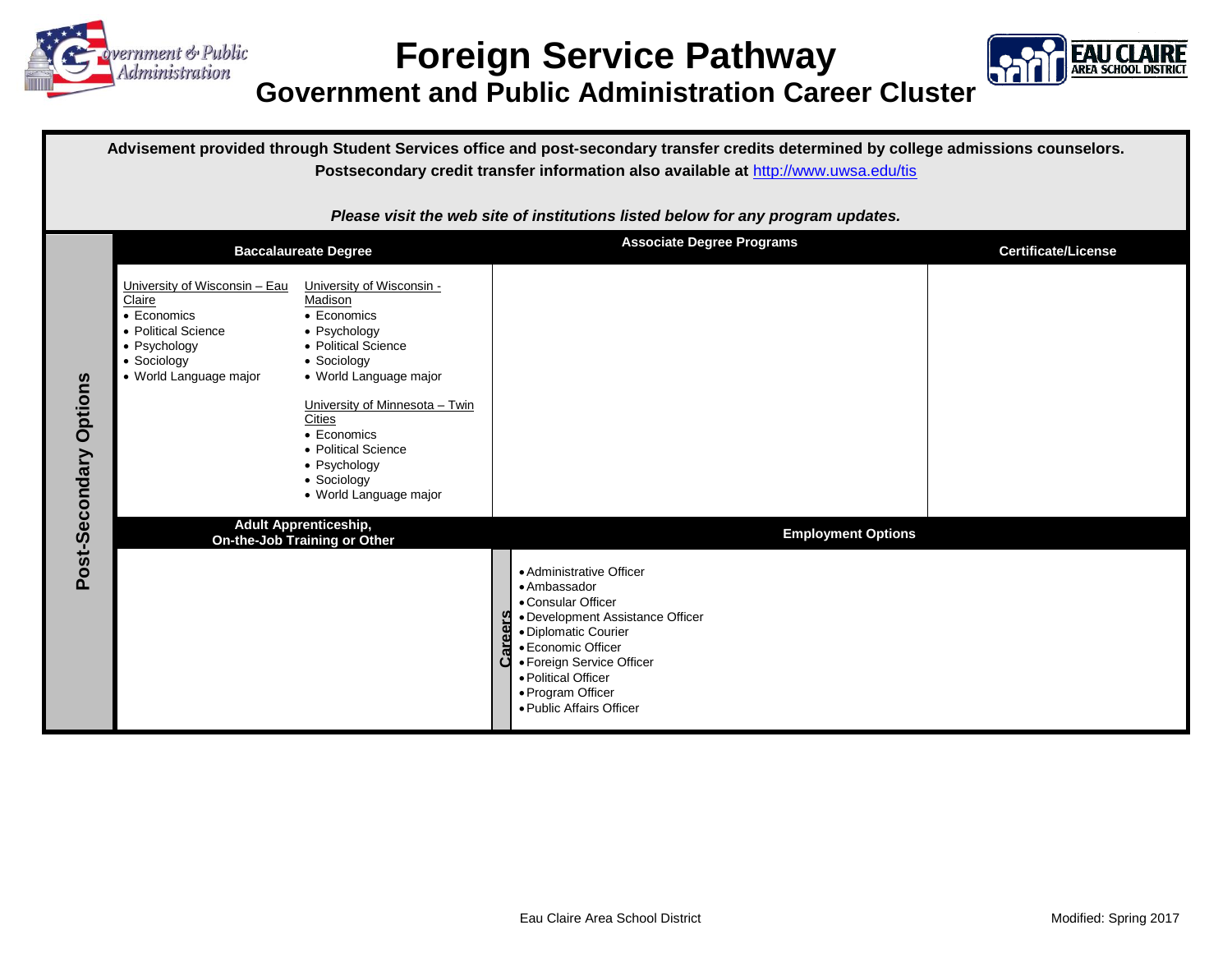# Foreign Service Pathway

## Government and Public Administration Career Cluster

**Advisement provided through Student Services office and post-secondary transfer credits determined by college admissions counselors.**
**Postsecondary credit transfer information also available at http://www.uwsa.edu/tis**

***Please visit the web site of institutions listed below for any program updates.***

### Post-Secondary Options

| Baccalaureate Degree | Associate Degree Programs | Certificate/License |
|---|---|---|
| University of Wisconsin – Eau Claire<br>• Economics<br>• Political Science<br>• Psychology<br>• Sociology<br>• World Language major<br><br>University of Wisconsin - Madison<br>• Economics<br>• Psychology<br>• Political Science<br>• Sociology<br>• World Language major<br><br>University of Minnesota – Twin Cities<br>• Economics<br>• Political Science<br>• Psychology<br>• Sociology<br>• World Language major | | |

| Adult Apprenticeship, On-the-Job Training or Other | Employment Options |
|---|---|
| | **Careers**<br>• Administrative Officer<br>• Ambassador<br>• Consular Officer<br>• Development Assistance Officer<br>• Diplomatic Courier<br>• Economic Officer<br>• Foreign Service Officer<br>• Political Officer<br>• Program Officer<br>• Public Affairs Officer |

Eau Claire Area School District

Modified: Spring 2017